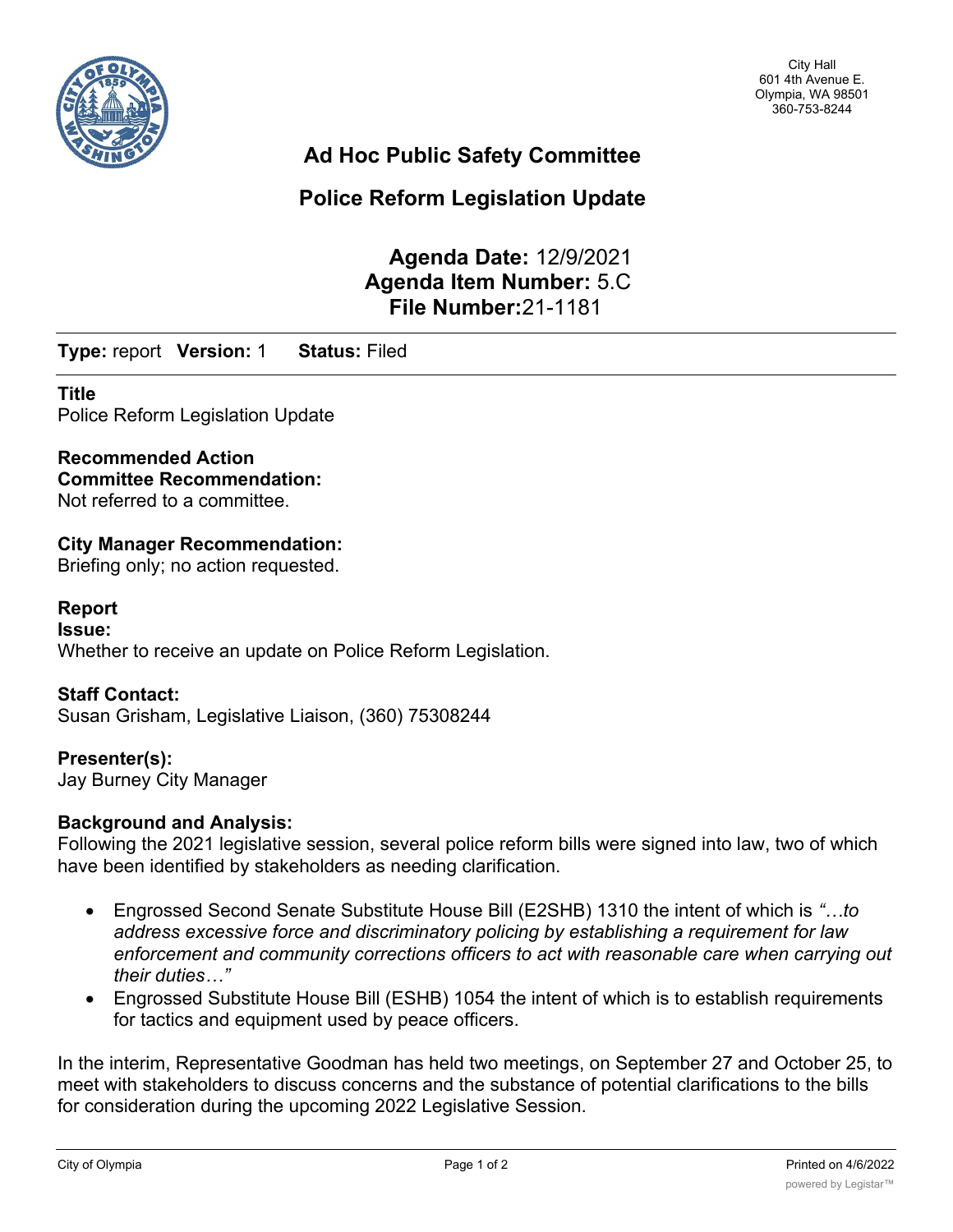City Hall
601 4th Avenue E.
Olympia, WA 98501
360-753-8244

# Ad Hoc Public Safety Committee

## Police Reform Legislation Update

**Agenda Date:** 12/9/2021
**Agenda Item Number:** 5.C
**File Number:**21-1181

**Type:** report **Version:** 1 **Status:** Filed

**Title**
Police Reform Legislation Update

**Recommended Action**
**Committee Recommendation:**
Not referred to a committee.

**City Manager Recommendation:**
Briefing only; no action requested.

**Report**
**Issue:**
Whether to receive an update on Police Reform Legislation.

**Staff Contact:**
Susan Grisham, Legislative Liaison, (360) 75308244

**Presenter(s):**
Jay Burney City Manager

**Background and Analysis:**
Following the 2021 legislative session, several police reform bills were signed into law, two of which have been identified by stakeholders as needing clarification.

- Engrossed Second Senate Substitute House Bill (E2SHB) 1310 the intent of which is *"…to address excessive force and discriminatory policing by establishing a requirement for law enforcement and community corrections officers to act with reasonable care when carrying out their duties…"*
- Engrossed Substitute House Bill (ESHB) 1054 the intent of which is to establish requirements for tactics and equipment used by peace officers.

In the interim, Representative Goodman has held two meetings, on September 27 and October 25, to meet with stakeholders to discuss concerns and the substance of potential clarifications to the bills for consideration during the upcoming 2022 Legislative Session.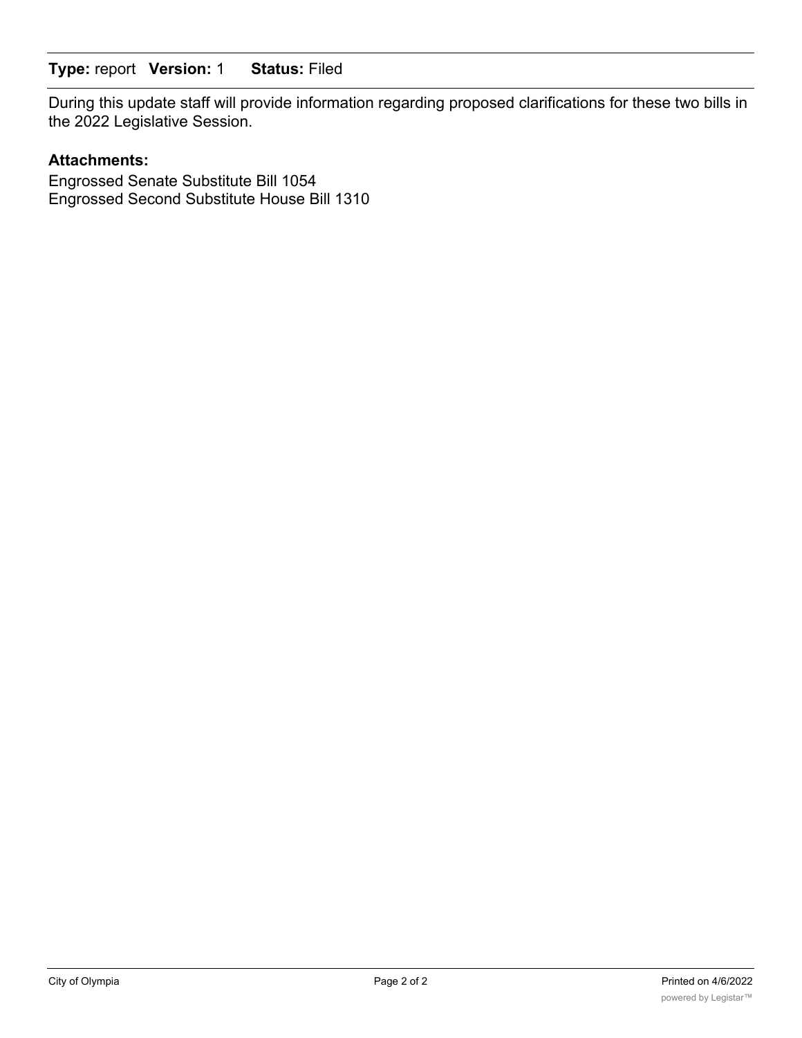**Type:** report **Version:** 1 **Status:** Filed

During this update staff will provide information regarding proposed clarifications for these two bills in the 2022 Legislative Session.

**Attachments:**

Engrossed Senate Substitute Bill 1054
Engrossed Second Substitute House Bill 1310